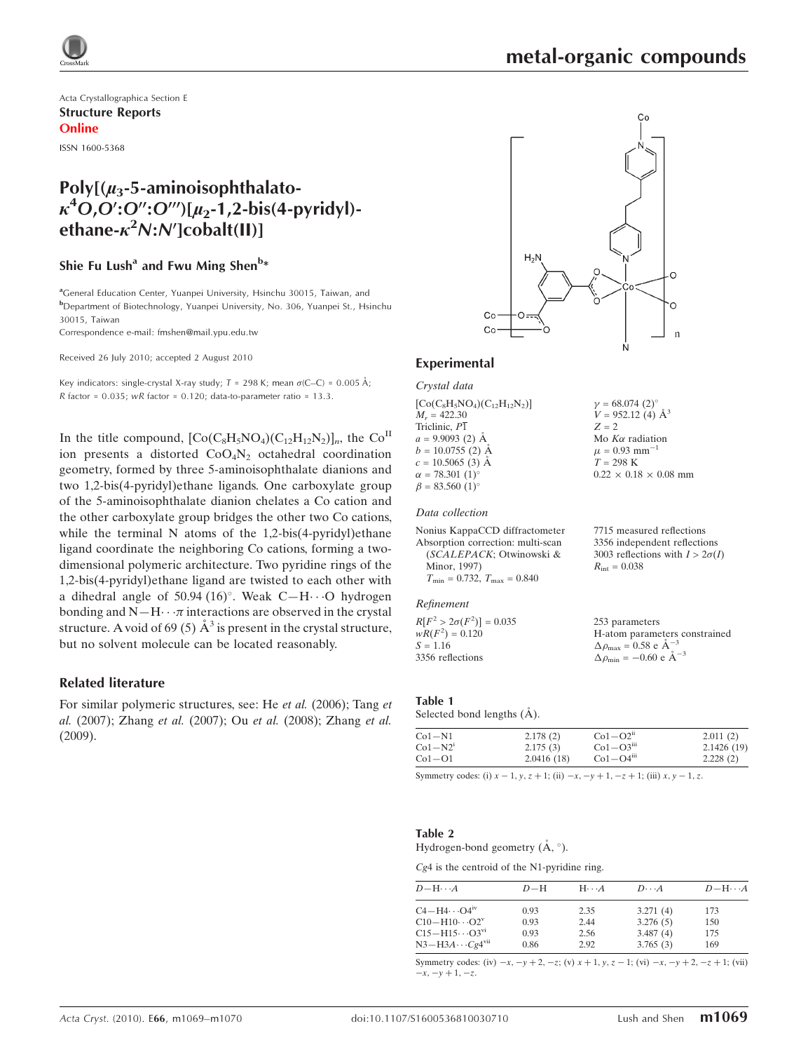Acta Crystallographica Section E

**Structure Reports Online**

ISSN 1600-5368

# Poly[($\mu_3$-5-aminoisophthalato-$\kappa^4O,O':O'':O'''$)[$\mu_2$-1,2-bis(4-pyridyl)-ethane-$\kappa^2N:N'$]cobalt(II)]

**Shie Fu Lush[a] and Fwu Ming Shen[b]***

[a]General Education Center, Yuanpei University, Hsinchu 30015, Taiwan, and [b]Department of Biotechnology, Yuanpei University, No. 306, Yuanpei St., Hsinchu 30015, Taiwan

Correspondence e-mail: fmshen@mail.ypu.edu.tw

Received 26 July 2010; accepted 2 August 2010

Key indicators: single-crystal X-ray study; $T$ = 298 K; mean $\sigma$(C–C) = 0.005 Å; $R$ factor = 0.035; $wR$ factor = 0.120; data-to-parameter ratio = 13.3.

In the title compound, $[Co(C_8H_5NO_4)(C_{12}H_{12}N_2)]_n$, the Co$^{II}$ ion presents a distorted $CoO_4N_2$ octahedral coordination geometry, formed by three 5-aminoisophthalate dianions and two 1,2-bis(4-pyridyl)ethane ligands. One carboxylate group of the 5-aminoisophthalate dianion chelates a Co cation and the other carboxylate group bridges the other two Co cations, while the terminal N atoms of the 1,2-bis(4-pyridyl)ethane ligand coordinate the neighboring Co cations, forming a two-dimensional polymeric architecture. Two pyridine rings of the 1,2-bis(4-pyridyl)ethane ligand are twisted to each other with a dihedral angle of 50.94 (16)°. Weak C—H⋯O hydrogen bonding and N—H⋯π interactions are observed in the crystal structure. A void of 69 (5) Å$^3$ is present in the crystal structure, but no solvent molecule can be located reasonably.

## Related literature

For similar polymeric structures, see: He *et al.* (2006); Tang *et al.* (2007); Zhang *et al.* (2007); Ou *et al.* (2008); Zhang *et al.* (2009).

## Experimental

### Crystal data

$[Co(C_8H_5NO_4)(C_{12}H_{12}N_2)]$
$M_r$ = 422.30
Triclinic, $P\overline{1}$
$a$ = 9.9093 (2) Å
$b$ = 10.0755 (2) Å
$c$ = 10.5065 (3) Å
$\alpha$ = 78.301 (1)°
$\beta$ = 83.560 (1)°
$\gamma$ = 68.074 (2)°
$V$ = 952.12 (4) Å$^3$
$Z$ = 2
Mo $K\alpha$ radiation
$\mu$ = 0.93 mm$^{-1}$
$T$ = 298 K
0.22 × 0.18 × 0.08 mm

### Data collection

Nonius KappaCCD diffractometer
Absorption correction: multi-scan (*SCALEPACK*; Otwinowski & Minor, 1997)
$T_{min}$ = 0.732, $T_{max}$ = 0.840
7715 measured reflections
3356 independent reflections
3003 reflections with $I > 2\sigma(I)$
$R_{int}$ = 0.038

### Refinement

$R[F^2 > 2\sigma(F^2)]$ = 0.035
$wR(F^2)$ = 0.120
$S$ = 1.16
3356 reflections
253 parameters
H-atom parameters constrained
$\Delta\rho_{max}$ = 0.58 e Å$^{-3}$
$\Delta\rho_{min}$ = −0.60 e Å$^{-3}$

**Table 1**
Selected bond lengths (Å).

| | | | |
|---|---|---|---|
| Co1—N1 | 2.178 (2) | Co1—O2$^{ii}$ | 2.011 (2) |
| Co1—N2$^{i}$ | 2.175 (3) | Co1—O3$^{iii}$ | 2.1426 (19) |
| Co1—O1 | 2.0416 (18) | Co1—O4$^{iii}$ | 2.228 (2) |

Symmetry codes: (i) $x-1, y, z+1$; (ii) $-x, -y+1, -z+1$; (iii) $x, y-1, z$.

**Table 2**
Hydrogen-bond geometry (Å, °).

*Cg*4 is the centroid of the N1-pyridine ring.

| $D$—H⋯$A$ | $D$—H | H⋯$A$ | $D$⋯$A$ | $D$—H⋯$A$ |
|---|---|---|---|---|
| C4—H4⋯O4$^{iv}$ | 0.93 | 2.35 | 3.271 (4) | 173 |
| C10—H10⋯O2$^{v}$ | 0.93 | 2.44 | 3.276 (5) | 150 |
| C15—H15⋯O3$^{vi}$ | 0.93 | 2.56 | 3.487 (4) | 175 |
| N3—H3A⋯*Cg*4$^{vii}$ | 0.86 | 2.92 | 3.765 (3) | 169 |

Symmetry codes: (iv) $-x, -y+2, -z$; (v) $x+1, y, z-1$; (vi) $-x, -y+2, -z+1$; (vii) $-x, -y+1, -z$.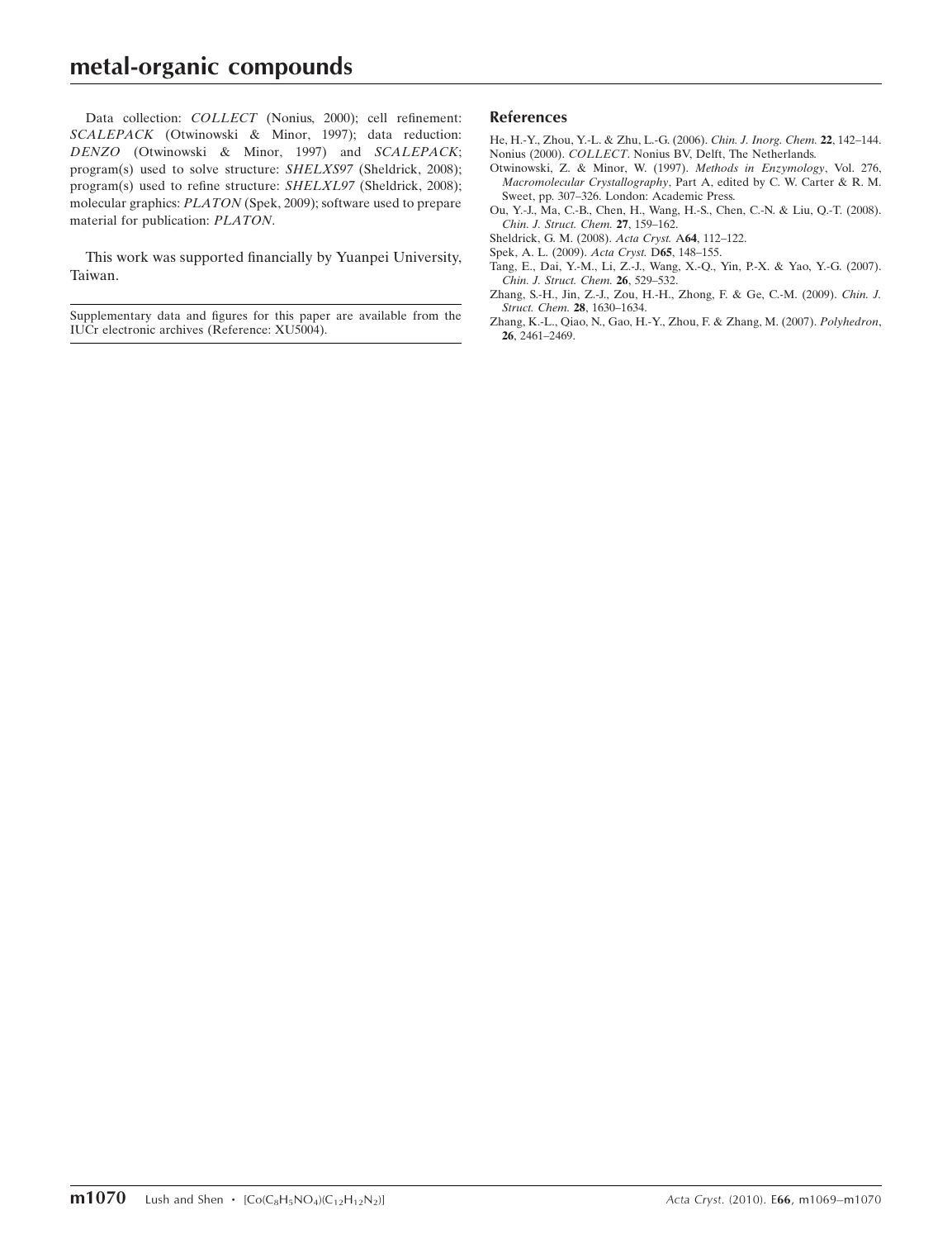Data collection: *COLLECT* (Nonius, 2000); cell refinement: *SCALEPACK* (Otwinowski & Minor, 1997); data reduction: *DENZO* (Otwinowski & Minor, 1997) and *SCALEPACK*; program(s) used to solve structure: *SHELXS97* (Sheldrick, 2008); program(s) used to refine structure: *SHELXL97* (Sheldrick, 2008); molecular graphics: *PLATON* (Spek, 2009); software used to prepare material for publication: *PLATON*.

This work was supported financially by Yuanpei University, Taiwan.

Supplementary data and figures for this paper are available from the IUCr electronic archives (Reference: XU5004).

## References

He, H.-Y., Zhou, Y.-L. & Zhu, L.-G. (2006). *Chin. J. Inorg. Chem.* **22**, 142–144.

Nonius (2000). *COLLECT*. Nonius BV, Delft, The Netherlands.

Otwinowski, Z. & Minor, W. (1997). *Methods in Enzymology*, Vol. 276, *Macromolecular Crystallography*, Part A, edited by C. W. Carter & R. M. Sweet, pp. 307–326. London: Academic Press.

Ou, Y.-J., Ma, C.-B., Chen, H., Wang, H.-S., Chen, C.-N. & Liu, Q.-T. (2008). *Chin. J. Struct. Chem.* **27**, 159–162.

Sheldrick, G. M. (2008). *Acta Cryst.* A**64**, 112–122.

Spek, A. L. (2009). *Acta Cryst.* D**65**, 148–155.

Tang, E., Dai, Y.-M., Li, Z.-J., Wang, X.-Q., Yin, P.-X. & Yao, Y.-G. (2007). *Chin. J. Struct. Chem.* **26**, 529–532.

Zhang, S.-H., Jin, Z.-J., Zou, H.-H., Zhong, F. & Ge, C.-M. (2009). *Chin. J. Struct. Chem.* **28**, 1630–1634.

Zhang, K.-L., Qiao, N., Gao, H.-Y., Zhou, F. & Zhang, M. (2007). *Polyhedron*, **26**, 2461–2469.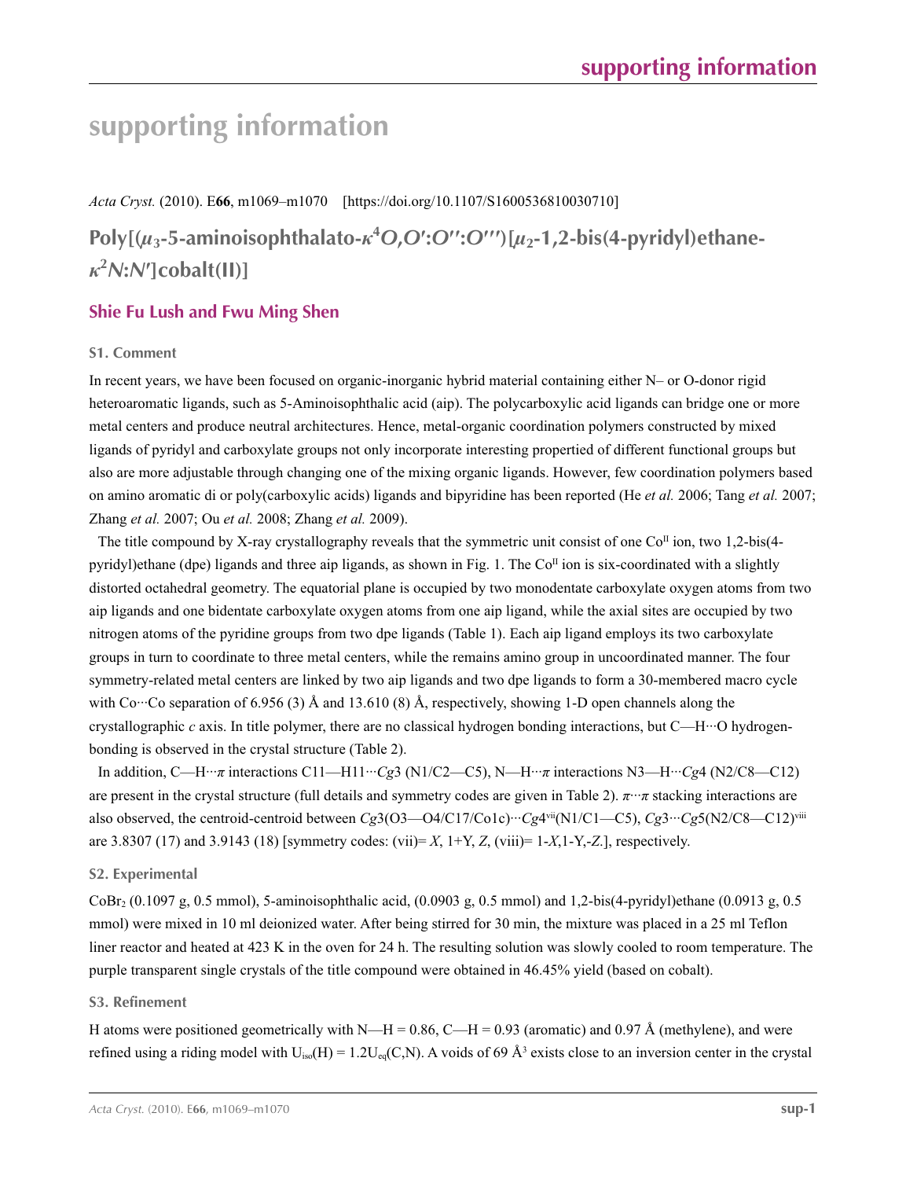# supporting information

*Acta Cryst.* (2010). E**66**, m1069–m1070 [https://doi.org/10.1107/S1600536810030710]

## Poly[($\mu_3$-5-aminoisophthalato-$\kappa^4O,O':O'':O'''$)[$\mu_2$-1,2-bis(4-pyridyl)ethane-$\kappa^2N:N'$]cobalt(II)]

**Shie Fu Lush and Fwu Ming Shen**

### S1. Comment

In recent years, we have been focused on organic-inorganic hybrid material containing either N– or O-donor rigid heteroaromatic ligands, such as 5-Aminoisophthalic acid (aip). The polycarboxylic acid ligands can bridge one or more metal centers and produce neutral architectures. Hence, metal-organic coordination polymers constructed by mixed ligands of pyridyl and carboxylate groups not only incorporate interesting propertied of different functional groups but also are more adjustable through changing one of the mixing organic ligands. However, few coordination polymers based on amino aromatic di or poly(carboxylic acids) ligands and bipyridine has been reported (He *et al.* 2006; Tang *et al.* 2007; Zhang *et al.* 2007; Ou *et al.* 2008; Zhang *et al.* 2009).

The title compound by X-ray crystallography reveals that the symmetric unit consist of one Co$^{II}$ ion, two 1,2-bis(4-pyridyl)ethane (dpe) ligands and three aip ligands, as shown in Fig. 1. The Co$^{II}$ ion is six-coordinated with a slightly distorted octahedral geometry. The equatorial plane is occupied by two monodentate carboxylate oxygen atoms from two aip ligands and one bidentate carboxylate oxygen atoms from one aip ligand, while the axial sites are occupied by two nitrogen atoms of the pyridine groups from two dpe ligands (Table 1). Each aip ligand employs its two carboxylate groups in turn to coordinate to three metal centers, while the remains amino group in uncoordinated manner. The four symmetry-related metal centers are linked by two aip ligands and two dpe ligands to form a 30-membered macro cycle with Co···Co separation of 6.956 (3) Å and 13.610 (8) Å, respectively, showing 1-D open channels along the crystallographic *c* axis. In title polymer, there are no classical hydrogen bonding interactions, but C—H···O hydrogen-bonding is observed in the crystal structure (Table 2).

In addition, C—H···$\pi$ interactions C11—H11···*Cg*3 (N1/C2—C5), N—H···$\pi$ interactions N3—H···*Cg*4 (N2/C8—C12) are present in the crystal structure (full details and symmetry codes are given in Table 2). $\pi$···$\pi$ stacking interactions are also observed, the centroid-centroid between *Cg*3(O3—O4/C17/Co1c)···*Cg*4$^{vii}$(N1/C1—C5), *Cg*3···*Cg*5(N2/C8—C12)$^{viii}$ are 3.8307 (17) and 3.9143 (18) [symmetry codes: (vii)= *X*, 1+Y, *Z*, (viii)= 1-*X*,1-Y,-*Z*.], respectively.

### S2. Experimental

$CoBr_2$ (0.1097 g, 0.5 mmol), 5-aminoisophthalic acid, (0.0903 g, 0.5 mmol) and 1,2-bis(4-pyridyl)ethane (0.0913 g, 0.5 mmol) were mixed in 10 ml deionized water. After being stirred for 30 min, the mixture was placed in a 25 ml Teflon liner reactor and heated at 423 K in the oven for 24 h. The resulting solution was slowly cooled to room temperature. The purple transparent single crystals of the title compound were obtained in 46.45% yield (based on cobalt).

### S3. Refinement

H atoms were positioned geometrically with N—H = 0.86, C—H = 0.93 (aromatic) and 0.97 Å (methylene), and were refined using a riding model with $U_{iso}(H) = 1.2U_{eq}(C,N)$. A voids of 69 Å$^3$ exists close to an inversion center in the crystal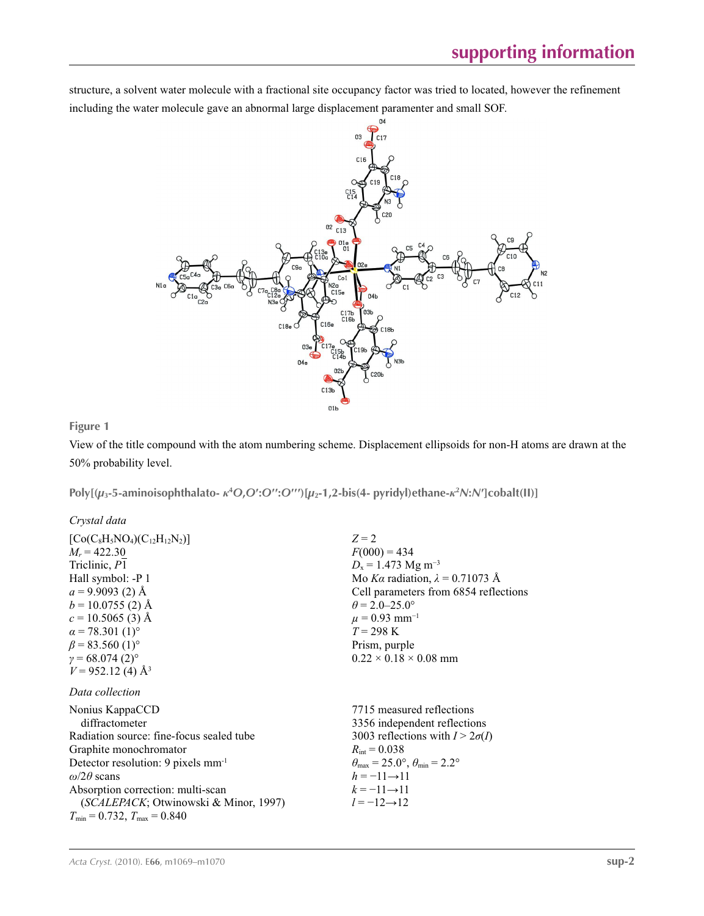structure, a solvent water molecule with a fractional site occupancy factor was tried to located, however the refinement including the water molecule gave an abnormal large displacement paramenter and small SOF.

**Figure 1**

View of the title compound with the atom numbering scheme. Displacement ellipsoids for non-H atoms are drawn at the 50% probability level.

## Poly[($\mu_3$-5-aminoisophthalato- $\kappa^4O,O'$:$O''$:$O'''$)[$\mu_2$-1,2-bis(4- pyridyl)ethane-$\kappa^2N$:$N'$]cobalt(II)]

### Crystal data

$[Co(C_8H_5NO_4)(C_{12}H_{12}N_2)]$
$M_r = 422.30$
Triclinic, $P\overline{1}$
Hall symbol: -P 1
$a = 9.9093$ (2) Å
$b = 10.0755$ (2) Å
$c = 10.5065$ (3) Å
$\alpha = 78.301$ (1)°
$\beta = 83.560$ (1)°
$\gamma = 68.074$ (2)°
$V = 952.12$ (4) Å$^3$
$Z = 2$
$F(000) = 434$
$D_x = 1.473$ Mg m$^{-3}$
Mo $K\alpha$ radiation, $\lambda = 0.71073$ Å
Cell parameters from 6854 reflections
$\theta = 2.0$–25.0°
$\mu = 0.93$ mm$^{-1}$
$T = 298$ K
Prism, purple
0.22 × 0.18 × 0.08 mm

### Data collection

Nonius KappaCCD diffractometer
Radiation source: fine-focus sealed tube
Graphite monochromator
Detector resolution: 9 pixels mm$^{-1}$
$\omega/2\theta$ scans
Absorption correction: multi-scan (*SCALEPACK*; Otwinowski & Minor, 1997)
$T_{min} = 0.732$, $T_{max} = 0.840$
7715 measured reflections
3356 independent reflections
3003 reflections with $I > 2\sigma(I)$
$R_{int} = 0.038$
$\theta_{max} = 25.0°$, $\theta_{min} = 2.2°$
$h = -11 \rightarrow 11$
$k = -11 \rightarrow 11$
$l = -12 \rightarrow 12$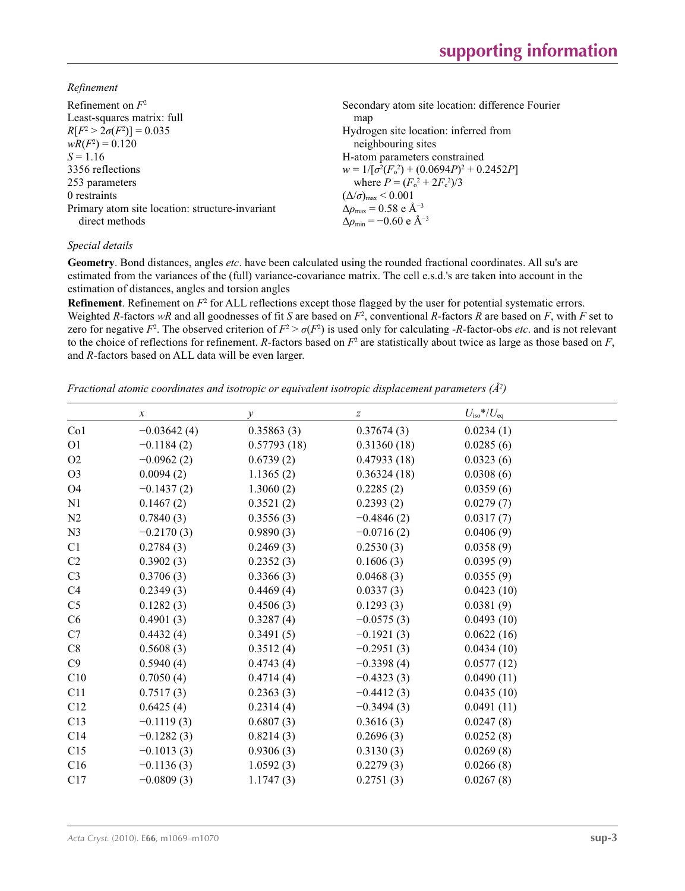*Refinement*

Refinement on $F^2$
Least-squares matrix: full
$R[F^2 > 2\sigma(F^2)] = 0.035$
$wR(F^2) = 0.120$
$S = 1.16$
3356 reflections
253 parameters
0 restraints
Primary atom site location: structure-invariant direct methods
Secondary atom site location: difference Fourier map
Hydrogen site location: inferred from neighbouring sites
H-atom parameters constrained
$w = 1/[\sigma^2(F_o^2) + (0.0694P)^2 + 0.2452P]$ where $P = (F_o^2 + 2F_c^2)/3$
$(\Delta/\sigma)_{max} < 0.001$
$\Delta\rho_{max} = 0.58$ e Å$^{-3}$
$\Delta\rho_{min} = -0.60$ e Å$^{-3}$

*Special details*

**Geometry**. Bond distances, angles *etc*. have been calculated using the rounded fractional coordinates. All su's are estimated from the variances of the (full) variance-covariance matrix. The cell e.s.d.'s are taken into account in the estimation of distances, angles and torsion angles

**Refinement**. Refinement on $F^2$ for ALL reflections except those flagged by the user for potential systematic errors. Weighted *R*-factors *wR* and all goodnesses of fit *S* are based on $F^2$, conventional *R*-factors *R* are based on *F*, with *F* set to zero for negative $F^2$. The observed criterion of $F^2 > \sigma(F^2)$ is used only for calculating -*R*-factor-obs *etc*. and is not relevant to the choice of reflections for refinement. *R*-factors based on $F^2$ are statistically about twice as large as those based on *F*, and *R*-factors based on ALL data will be even larger.

*Fractional atomic coordinates and isotropic or equivalent isotropic displacement parameters (Å$^2$)*

| | *x* | *y* | *z* | $U_{iso}$*/$U_{eq}$ |
|---|---|---|---|---|
| Co1 | −0.03642 (4) | 0.35863 (3) | 0.37674 (3) | 0.0234 (1) |
| O1 | −0.1184 (2) | 0.57793 (18) | 0.31360 (18) | 0.0285 (6) |
| O2 | −0.0962 (2) | 0.6739 (2) | 0.47933 (18) | 0.0323 (6) |
| O3 | 0.0094 (2) | 1.1365 (2) | 0.36324 (18) | 0.0308 (6) |
| O4 | −0.1437 (2) | 1.3060 (2) | 0.2285 (2) | 0.0359 (6) |
| N1 | 0.1467 (2) | 0.3521 (2) | 0.2393 (2) | 0.0279 (7) |
| N2 | 0.7840 (3) | 0.3556 (3) | −0.4846 (2) | 0.0317 (7) |
| N3 | −0.2170 (3) | 0.9890 (3) | −0.0716 (2) | 0.0406 (9) |
| C1 | 0.2784 (3) | 0.2469 (3) | 0.2530 (3) | 0.0358 (9) |
| C2 | 0.3902 (3) | 0.2352 (3) | 0.1606 (3) | 0.0395 (9) |
| C3 | 0.3706 (3) | 0.3366 (3) | 0.0468 (3) | 0.0355 (9) |
| C4 | 0.2349 (3) | 0.4469 (4) | 0.0337 (3) | 0.0423 (10) |
| C5 | 0.1282 (3) | 0.4506 (3) | 0.1293 (3) | 0.0381 (9) |
| C6 | 0.4901 (3) | 0.3287 (4) | −0.0575 (3) | 0.0493 (10) |
| C7 | 0.4432 (4) | 0.3491 (5) | −0.1921 (3) | 0.0622 (16) |
| C8 | 0.5608 (3) | 0.3512 (4) | −0.2951 (3) | 0.0434 (10) |
| C9 | 0.5940 (4) | 0.4743 (4) | −0.3398 (4) | 0.0577 (12) |
| C10 | 0.7050 (4) | 0.4714 (4) | −0.4323 (3) | 0.0490 (11) |
| C11 | 0.7517 (3) | 0.2363 (3) | −0.4412 (3) | 0.0435 (10) |
| C12 | 0.6425 (4) | 0.2314 (4) | −0.3494 (3) | 0.0491 (11) |
| C13 | −0.1119 (3) | 0.6807 (3) | 0.3616 (3) | 0.0247 (8) |
| C14 | −0.1282 (3) | 0.8214 (3) | 0.2696 (3) | 0.0252 (8) |
| C15 | −0.1013 (3) | 0.9306 (3) | 0.3130 (3) | 0.0269 (8) |
| C16 | −0.1136 (3) | 1.0592 (3) | 0.2279 (3) | 0.0266 (8) |
| C17 | −0.0809 (3) | 1.1747 (3) | 0.2751 (3) | 0.0267 (8) |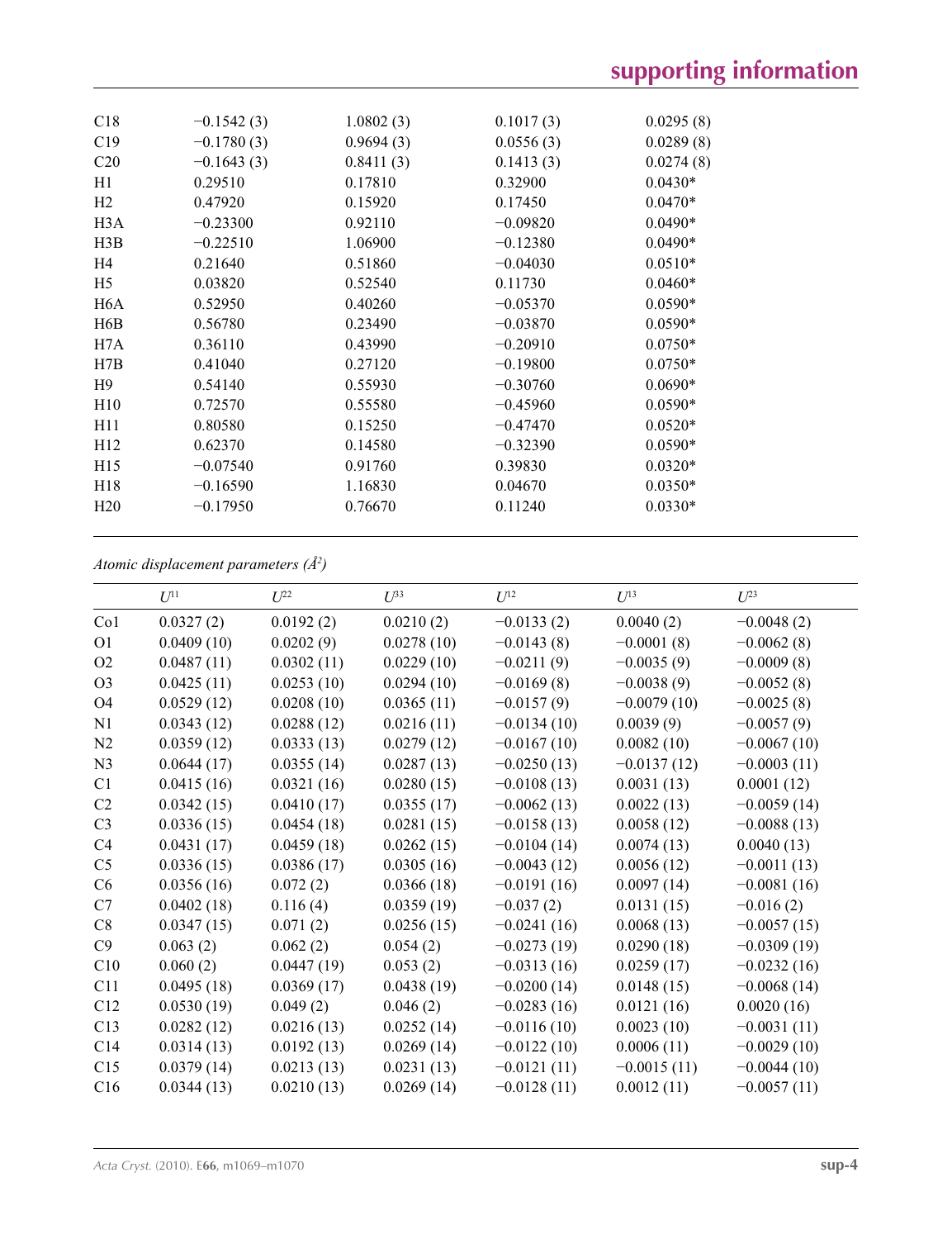| | | | | |
|---|---|---|---|---|
| C18 | −0.1542 (3) | 1.0802 (3) | 0.1017 (3) | 0.0295 (8) |
| C19 | −0.1780 (3) | 0.9694 (3) | 0.0556 (3) | 0.0289 (8) |
| C20 | −0.1643 (3) | 0.8411 (3) | 0.1413 (3) | 0.0274 (8) |
| H1 | 0.29510 | 0.17810 | 0.32900 | 0.0430* |
| H2 | 0.47920 | 0.15920 | 0.17450 | 0.0470* |
| H3A | −0.23300 | 0.92110 | −0.09820 | 0.0490* |
| H3B | −0.22510 | 1.06900 | −0.12380 | 0.0490* |
| H4 | 0.21640 | 0.51860 | −0.04030 | 0.0510* |
| H5 | 0.03820 | 0.52540 | 0.11730 | 0.0460* |
| H6A | 0.52950 | 0.40260 | −0.05370 | 0.0590* |
| H6B | 0.56780 | 0.23490 | −0.03870 | 0.0590* |
| H7A | 0.36110 | 0.43990 | −0.20910 | 0.0750* |
| H7B | 0.41040 | 0.27120 | −0.19800 | 0.0750* |
| H9 | 0.54140 | 0.55930 | −0.30760 | 0.0690* |
| H10 | 0.72570 | 0.55580 | −0.45960 | 0.0590* |
| H11 | 0.80580 | 0.15250 | −0.47470 | 0.0520* |
| H12 | 0.62370 | 0.14580 | −0.32390 | 0.0590* |
| H15 | −0.07540 | 0.91760 | 0.39830 | 0.0320* |
| H18 | −0.16590 | 1.16830 | 0.04670 | 0.0350* |
| H20 | −0.17950 | 0.76670 | 0.11240 | 0.0330* |

*Atomic displacement parameters (Å$^2$)*

| | $U^{11}$ | $U^{22}$ | $U^{33}$ | $U^{12}$ | $U^{13}$ | $U^{23}$ |
|---|---|---|---|---|---|---|
| Co1 | 0.0327 (2) | 0.0192 (2) | 0.0210 (2) | −0.0133 (2) | 0.0040 (2) | −0.0048 (2) |
| O1 | 0.0409 (10) | 0.0202 (9) | 0.0278 (10) | −0.0143 (8) | −0.0001 (8) | −0.0062 (8) |
| O2 | 0.0487 (11) | 0.0302 (11) | 0.0229 (10) | −0.0211 (9) | −0.0035 (9) | −0.0009 (8) |
| O3 | 0.0425 (11) | 0.0253 (10) | 0.0294 (10) | −0.0169 (8) | −0.0038 (9) | −0.0052 (8) |
| O4 | 0.0529 (12) | 0.0208 (10) | 0.0365 (11) | −0.0157 (9) | −0.0079 (10) | −0.0025 (8) |
| N1 | 0.0343 (12) | 0.0288 (12) | 0.0216 (11) | −0.0134 (10) | 0.0039 (9) | −0.0057 (9) |
| N2 | 0.0359 (12) | 0.0333 (13) | 0.0279 (12) | −0.0167 (10) | 0.0082 (10) | −0.0067 (10) |
| N3 | 0.0644 (17) | 0.0355 (14) | 0.0287 (13) | −0.0250 (13) | −0.0137 (12) | −0.0003 (11) |
| C1 | 0.0415 (16) | 0.0321 (16) | 0.0280 (15) | −0.0108 (13) | 0.0031 (13) | 0.0001 (12) |
| C2 | 0.0342 (15) | 0.0410 (17) | 0.0355 (17) | −0.0062 (13) | 0.0022 (13) | −0.0059 (14) |
| C3 | 0.0336 (15) | 0.0454 (18) | 0.0281 (15) | −0.0158 (13) | 0.0058 (12) | −0.0088 (13) |
| C4 | 0.0431 (17) | 0.0459 (18) | 0.0262 (15) | −0.0104 (14) | 0.0074 (13) | 0.0040 (13) |
| C5 | 0.0336 (15) | 0.0386 (17) | 0.0305 (16) | −0.0043 (12) | 0.0056 (12) | −0.0011 (13) |
| C6 | 0.0356 (16) | 0.072 (2) | 0.0366 (18) | −0.0191 (16) | 0.0097 (14) | −0.0081 (16) |
| C7 | 0.0402 (18) | 0.116 (4) | 0.0359 (19) | −0.037 (2) | 0.0131 (15) | −0.016 (2) |
| C8 | 0.0347 (15) | 0.071 (2) | 0.0256 (15) | −0.0241 (16) | 0.0068 (13) | −0.0057 (15) |
| C9 | 0.063 (2) | 0.062 (2) | 0.054 (2) | −0.0273 (19) | 0.0290 (18) | −0.0309 (19) |
| C10 | 0.060 (2) | 0.0447 (19) | 0.053 (2) | −0.0313 (16) | 0.0259 (17) | −0.0232 (16) |
| C11 | 0.0495 (18) | 0.0369 (17) | 0.0438 (19) | −0.0200 (14) | 0.0148 (15) | −0.0068 (14) |
| C12 | 0.0530 (19) | 0.049 (2) | 0.046 (2) | −0.0283 (16) | 0.0121 (16) | 0.0020 (16) |
| C13 | 0.0282 (12) | 0.0216 (13) | 0.0252 (14) | −0.0116 (10) | 0.0023 (10) | −0.0031 (11) |
| C14 | 0.0314 (13) | 0.0192 (13) | 0.0269 (14) | −0.0122 (10) | 0.0006 (11) | −0.0029 (10) |
| C15 | 0.0379 (14) | 0.0213 (13) | 0.0231 (13) | −0.0121 (11) | −0.0015 (11) | −0.0044 (10) |
| C16 | 0.0344 (13) | 0.0210 (13) | 0.0269 (14) | −0.0128 (11) | 0.0012 (11) | −0.0057 (11) |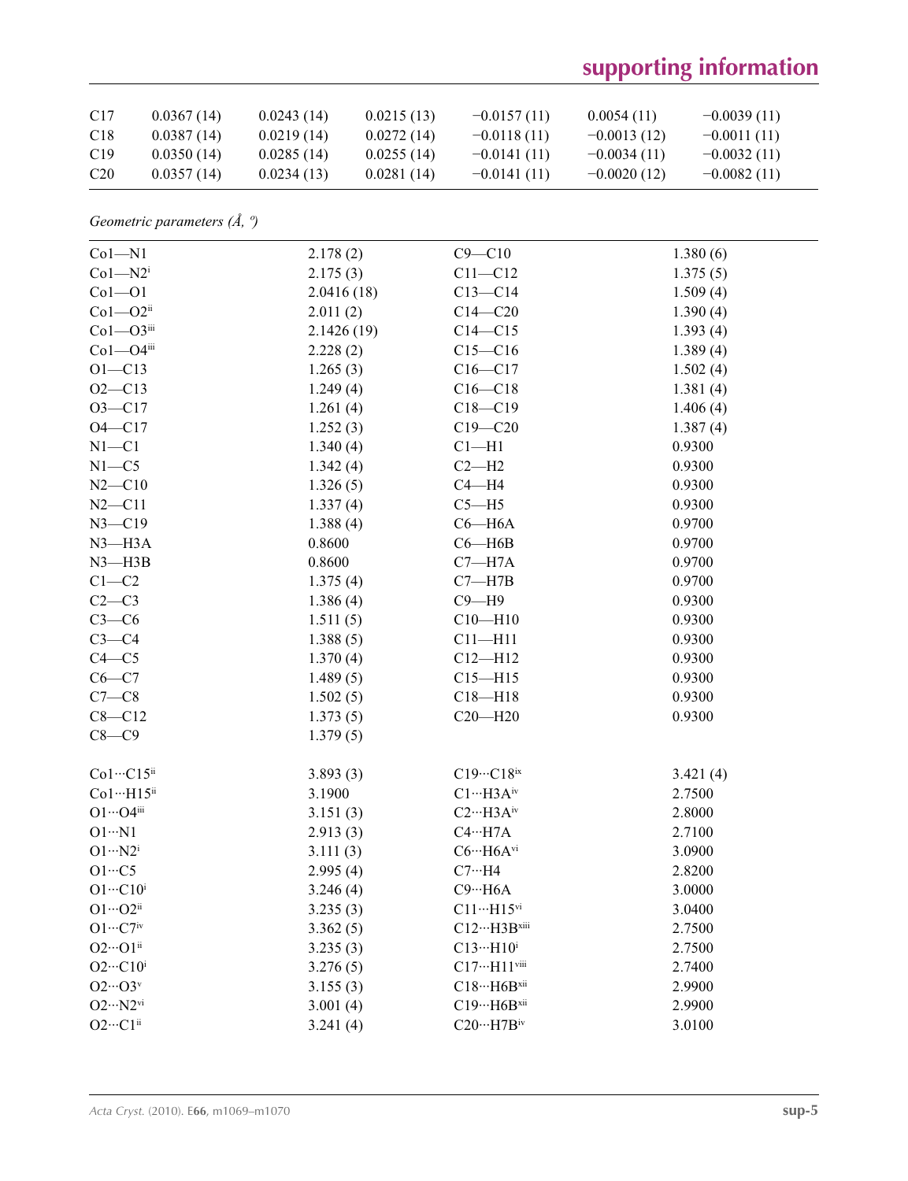| | | | | | | |
|---|---|---|---|---|---|---|
| C17 | 0.0367 (14) | 0.0243 (14) | 0.0215 (13) | −0.0157 (11) | 0.0054 (11) | −0.0039 (11) |
| C18 | 0.0387 (14) | 0.0219 (14) | 0.0272 (14) | −0.0118 (11) | −0.0013 (12) | −0.0011 (11) |
| C19 | 0.0350 (14) | 0.0285 (14) | 0.0255 (14) | −0.0141 (11) | −0.0034 (11) | −0.0032 (11) |
| C20 | 0.0357 (14) | 0.0234 (13) | 0.0281 (14) | −0.0141 (11) | −0.0020 (12) | −0.0082 (11) |

*Geometric parameters (Å, º)*

| | | | |
|---|---|---|---|
| Co1—N1 | 2.178 (2) | C9—C10 | 1.380 (6) |
| Co1—N2$^{i}$ | 2.175 (3) | C11—C12 | 1.375 (5) |
| Co1—O1 | 2.0416 (18) | C13—C14 | 1.509 (4) |
| Co1—O2$^{ii}$ | 2.011 (2) | C14—C20 | 1.390 (4) |
| Co1—O3$^{iii}$ | 2.1426 (19) | C14—C15 | 1.393 (4) |
| Co1—O4$^{iii}$ | 2.228 (2) | C15—C16 | 1.389 (4) |
| O1—C13 | 1.265 (3) | C16—C17 | 1.502 (4) |
| O2—C13 | 1.249 (4) | C16—C18 | 1.381 (4) |
| O3—C17 | 1.261 (4) | C18—C19 | 1.406 (4) |
| O4—C17 | 1.252 (3) | C19—C20 | 1.387 (4) |
| N1—C1 | 1.340 (4) | C1—H1 | 0.9300 |
| N1—C5 | 1.342 (4) | C2—H2 | 0.9300 |
| N2—C10 | 1.326 (5) | C4—H4 | 0.9300 |
| N2—C11 | 1.337 (4) | C5—H5 | 0.9300 |
| N3—C19 | 1.388 (4) | C6—H6A | 0.9700 |
| N3—H3A | 0.8600 | C6—H6B | 0.9700 |
| N3—H3B | 0.8600 | C7—H7A | 0.9700 |
| C1—C2 | 1.375 (4) | C7—H7B | 0.9700 |
| C2—C3 | 1.386 (4) | C9—H9 | 0.9300 |
| C3—C6 | 1.511 (5) | C10—H10 | 0.9300 |
| C3—C4 | 1.388 (5) | C11—H11 | 0.9300 |
| C4—C5 | 1.370 (4) | C12—H12 | 0.9300 |
| C6—C7 | 1.489 (5) | C15—H15 | 0.9300 |
| C7—C8 | 1.502 (5) | C18—H18 | 0.9300 |
| C8—C12 | 1.373 (5) | C20—H20 | 0.9300 |
| C8—C9 | 1.379 (5) | | |
| | | | |
| Co1···C15$^{ii}$ | 3.893 (3) | C19···C18$^{ix}$ | 3.421 (4) |
| Co1···H15$^{ii}$ | 3.1900 | C1···H3A$^{iv}$ | 2.7500 |
| O1···O4$^{iii}$ | 3.151 (3) | C2···H3A$^{iv}$ | 2.8000 |
| O1···N1 | 2.913 (3) | C4···H7A | 2.7100 |
| O1···N2$^{i}$ | 3.111 (3) | C6···H6A$^{vi}$ | 3.0900 |
| O1···C5 | 2.995 (4) | C7···H4 | 2.8200 |
| O1···C10$^{i}$ | 3.246 (4) | C9···H6A | 3.0000 |
| O1···O2$^{ii}$ | 3.235 (3) | C11···H15$^{vi}$ | 3.0400 |
| O1···C7$^{iv}$ | 3.362 (5) | C12···H3B$^{xiii}$ | 2.7500 |
| O2···O1$^{ii}$ | 3.235 (3) | C13···H10$^{i}$ | 2.7500 |
| O2···C10$^{i}$ | 3.276 (5) | C17···H11$^{viii}$ | 2.7400 |
| O2···O3$^{v}$ | 3.155 (3) | C18···H6B$^{xii}$ | 2.9900 |
| O2···N2$^{vi}$ | 3.001 (4) | C19···H6B$^{xii}$ | 2.9900 |
| O2···C1$^{ii}$ | 3.241 (4) | C20···H7B$^{iv}$ | 3.0100 |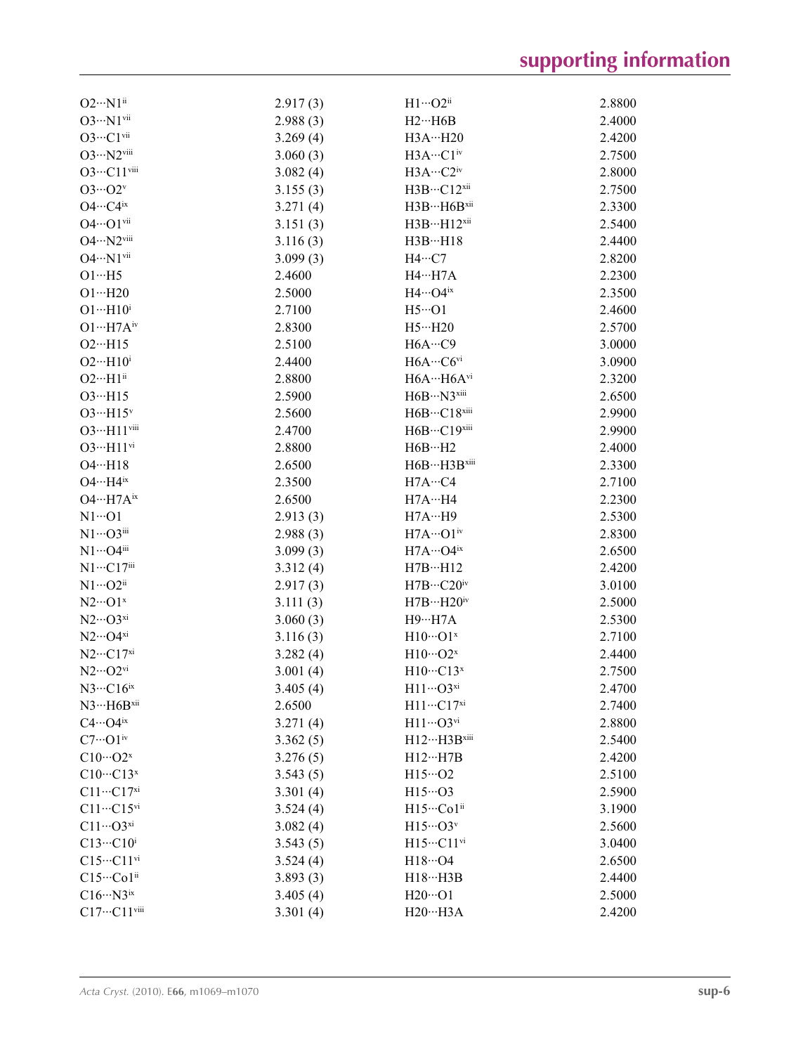| | | | |
|---|---|---|---|
| O2···N1$^{ii}$ | 2.917 (3) | H1···O2$^{ii}$ | 2.8800 |
| O3···N1$^{vii}$ | 2.988 (3) | H2···H6B | 2.4000 |
| O3···C1$^{vii}$ | 3.269 (4) | H3A···H20 | 2.4200 |
| O3···N2$^{viii}$ | 3.060 (3) | H3A···C1$^{iv}$ | 2.7500 |
| O3···C11$^{viii}$ | 3.082 (4) | H3A···C2$^{iv}$ | 2.8000 |
| O3···O2$^{v}$ | 3.155 (3) | H3B···C12$^{xii}$ | 2.7500 |
| O4···C4$^{ix}$ | 3.271 (4) | H3B···H6B$^{xii}$ | 2.3300 |
| O4···O1$^{vii}$ | 3.151 (3) | H3B···H12$^{xii}$ | 2.5400 |
| O4···N2$^{viii}$ | 3.116 (3) | H3B···H18 | 2.4400 |
| O4···N1$^{vii}$ | 3.099 (3) | H4···C7 | 2.8200 |
| O1···H5 | 2.4600 | H4···H7A | 2.2300 |
| O1···H20 | 2.5000 | H4···O4$^{ix}$ | 2.3500 |
| O1···H10$^{i}$ | 2.7100 | H5···O1 | 2.4600 |
| O1···H7A$^{iv}$ | 2.8300 | H5···H20 | 2.5700 |
| O2···H15 | 2.5100 | H6A···C9 | 3.0000 |
| O2···H10$^{i}$ | 2.4400 | H6A···C6$^{vi}$ | 3.0900 |
| O2···H1$^{ii}$ | 2.8800 | H6A···H6A$^{vi}$ | 2.3200 |
| O3···H15 | 2.5900 | H6B···N3$^{xiii}$ | 2.6500 |
| O3···H15$^{v}$ | 2.5600 | H6B···C18$^{xiii}$ | 2.9900 |
| O3···H11$^{viii}$ | 2.4700 | H6B···C19$^{xiii}$ | 2.9900 |
| O3···H11$^{vi}$ | 2.8800 | H6B···H2 | 2.4000 |
| O4···H18 | 2.6500 | H6B···H3B$^{xiii}$ | 2.3300 |
| O4···H4$^{ix}$ | 2.3500 | H7A···C4 | 2.7100 |
| O4···H7A$^{ix}$ | 2.6500 | H7A···H4 | 2.2300 |
| N1···O1 | 2.913 (3) | H7A···H9 | 2.5300 |
| N1···O3$^{iii}$ | 2.988 (3) | H7A···O1$^{iv}$ | 2.8300 |
| N1···O4$^{iii}$ | 3.099 (3) | H7A···O4$^{ix}$ | 2.6500 |
| N1···C17$^{iii}$ | 3.312 (4) | H7B···H12 | 2.4200 |
| N1···O2$^{ii}$ | 2.917 (3) | H7B···C20$^{iv}$ | 3.0100 |
| N2···O1$^{x}$ | 3.111 (3) | H7B···H20$^{iv}$ | 2.5000 |
| N2···O3$^{xi}$ | 3.060 (3) | H9···H7A | 2.5300 |
| N2···O4$^{xi}$ | 3.116 (3) | H10···O1$^{x}$ | 2.7100 |
| N2···C17$^{xi}$ | 3.282 (4) | H10···O2$^{x}$ | 2.4400 |
| N2···O2$^{vi}$ | 3.001 (4) | H10···C13$^{x}$ | 2.7500 |
| N3···C16$^{ix}$ | 3.405 (4) | H11···O3$^{xi}$ | 2.4700 |
| N3···H6B$^{xii}$ | 2.6500 | H11···C17$^{xi}$ | 2.7400 |
| C4···O4$^{ix}$ | 3.271 (4) | H11···O3$^{vi}$ | 2.8800 |
| C7···O1$^{iv}$ | 3.362 (5) | H12···H3B$^{xiii}$ | 2.5400 |
| C10···O2$^{x}$ | 3.276 (5) | H12···H7B | 2.4200 |
| C10···C13$^{x}$ | 3.543 (5) | H15···O2 | 2.5100 |
| C11···C17$^{xi}$ | 3.301 (4) | H15···O3 | 2.5900 |
| C11···C15$^{vi}$ | 3.524 (4) | H15···Co1$^{ii}$ | 3.1900 |
| C11···O3$^{xi}$ | 3.082 (4) | H15···O3$^{v}$ | 2.5600 |
| C13···C10$^{i}$ | 3.543 (5) | H15···C11$^{vi}$ | 3.0400 |
| C15···C11$^{vi}$ | 3.524 (4) | H18···O4 | 2.6500 |
| C15···Co1$^{ii}$ | 3.893 (3) | H18···H3B | 2.4400 |
| C16···N3$^{ix}$ | 3.405 (4) | H20···O1 | 2.5000 |
| C17···C11$^{viii}$ | 3.301 (4) | H20···H3A | 2.4200 |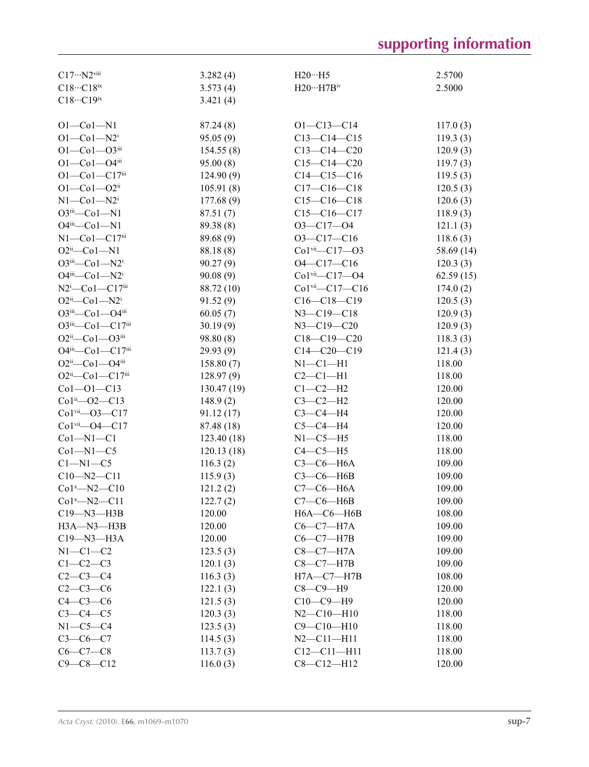| | | | |
|---|---|---|---|
| C17···N2$^{viii}$ | 3.282 (4) | H20···H5 | 2.5700 |
| C18···C18$^{ix}$ | 3.573 (4) | H20···H7B$^{iv}$ | 2.5000 |
| C18···C19$^{ix}$ | 3.421 (4) | | |
| | | | |
| O1—Co1—N1 | 87.24 (8) | O1—C13—C14 | 117.0 (3) |
| O1—Co1—N2$^{i}$ | 95.05 (9) | C13—C14—C15 | 119.3 (3) |
| O1—Co1—O3$^{iii}$ | 154.55 (8) | C13—C14—C20 | 120.9 (3) |
| O1—Co1—O4$^{iii}$ | 95.00 (8) | C15—C14—C20 | 119.7 (3) |
| O1—Co1—C17$^{iii}$ | 124.90 (9) | C14—C15—C16 | 119.5 (3) |
| O1—Co1—O2$^{ii}$ | 105.91 (8) | C17—C16—C18 | 120.5 (3) |
| N1—Co1—N2$^{i}$ | 177.68 (9) | C15—C16—C18 | 120.6 (3) |
| O3$^{iii}$—Co1—N1 | 87.51 (7) | C15—C16—C17 | 118.9 (3) |
| O4$^{iii}$—Co1—N1 | 89.38 (8) | O3—C17—O4 | 121.1 (3) |
| N1—Co1—C17$^{iii}$ | 89.68 (9) | O3—C17—C16 | 118.6 (3) |
| O2$^{ii}$—Co1—N1 | 88.18 (8) | Co1$^{vii}$—C17—O3 | 58.69 (14) |
| O3$^{iii}$—Co1—N2$^{i}$ | 90.27 (9) | O4—C17—C16 | 120.3 (3) |
| O4$^{iii}$—Co1—N2$^{i}$ | 90.08 (9) | Co1$^{vii}$—C17—O4 | 62.59 (15) |
| N2$^{i}$—Co1—C17$^{iii}$ | 88.72 (10) | Co1$^{vii}$—C17—C16 | 174.0 (2) |
| O2$^{ii}$—Co1—N2$^{i}$ | 91.52 (9) | C16—C18—C19 | 120.5 (3) |
| O3$^{iii}$—Co1—O4$^{iii}$ | 60.05 (7) | N3—C19—C18 | 120.9 (3) |
| O3$^{iii}$—Co1—C17$^{iii}$ | 30.19 (9) | N3—C19—C20 | 120.9 (3) |
| O2$^{ii}$—Co1—O3$^{iii}$ | 98.80 (8) | C18—C19—C20 | 118.3 (3) |
| O4$^{iii}$—Co1—C17$^{iii}$ | 29.93 (9) | C14—C20—C19 | 121.4 (3) |
| O2$^{ii}$—Co1—O4$^{iii}$ | 158.80 (7) | N1—C1—H1 | 118.00 |
| O2$^{ii}$—Co1—C17$^{iii}$ | 128.97 (9) | C2—C1—H1 | 118.00 |
| Co1—O1—C13 | 130.47 (19) | C1—C2—H2 | 120.00 |
| Co1$^{ii}$—O2—C13 | 148.9 (2) | C3—C2—H2 | 120.00 |
| Co1$^{vii}$—O3—C17 | 91.12 (17) | C3—C4—H4 | 120.00 |
| Co1$^{vii}$—O4—C17 | 87.48 (18) | C5—C4—H4 | 120.00 |
| Co1—N1—C1 | 123.40 (18) | N1—C5—H5 | 118.00 |
| Co1—N1—C5 | 120.13 (18) | C4—C5—H5 | 118.00 |
| C1—N1—C5 | 116.3 (2) | C3—C6—H6A | 109.00 |
| C10—N2—C11 | 115.9 (3) | C3—C6—H6B | 109.00 |
| Co1$^{x}$—N2—C10 | 121.2 (2) | C7—C6—H6A | 109.00 |
| Co1$^{x}$—N2—C11 | 122.7 (2) | C7—C6—H6B | 109.00 |
| C19—N3—H3B | 120.00 | H6A—C6—H6B | 108.00 |
| H3A—N3—H3B | 120.00 | C6—C7—H7A | 109.00 |
| C19—N3—H3A | 120.00 | C6—C7—H7B | 109.00 |
| N1—C1—C2 | 123.5 (3) | C8—C7—H7A | 109.00 |
| C1—C2—C3 | 120.1 (3) | C8—C7—H7B | 109.00 |
| C2—C3—C4 | 116.3 (3) | H7A—C7—H7B | 108.00 |
| C2—C3—C6 | 122.1 (3) | C8—C9—H9 | 120.00 |
| C4—C3—C6 | 121.5 (3) | C10—C9—H9 | 120.00 |
| C3—C4—C5 | 120.3 (3) | N2—C10—H10 | 118.00 |
| N1—C5—C4 | 123.5 (3) | C9—C10—H10 | 118.00 |
| C3—C6—C7 | 114.5 (3) | N2—C11—H11 | 118.00 |
| C6—C7—C8 | 113.7 (3) | C12—C11—H11 | 118.00 |
| C9—C8—C12 | 116.0 (3) | C8—C12—H12 | 120.00 |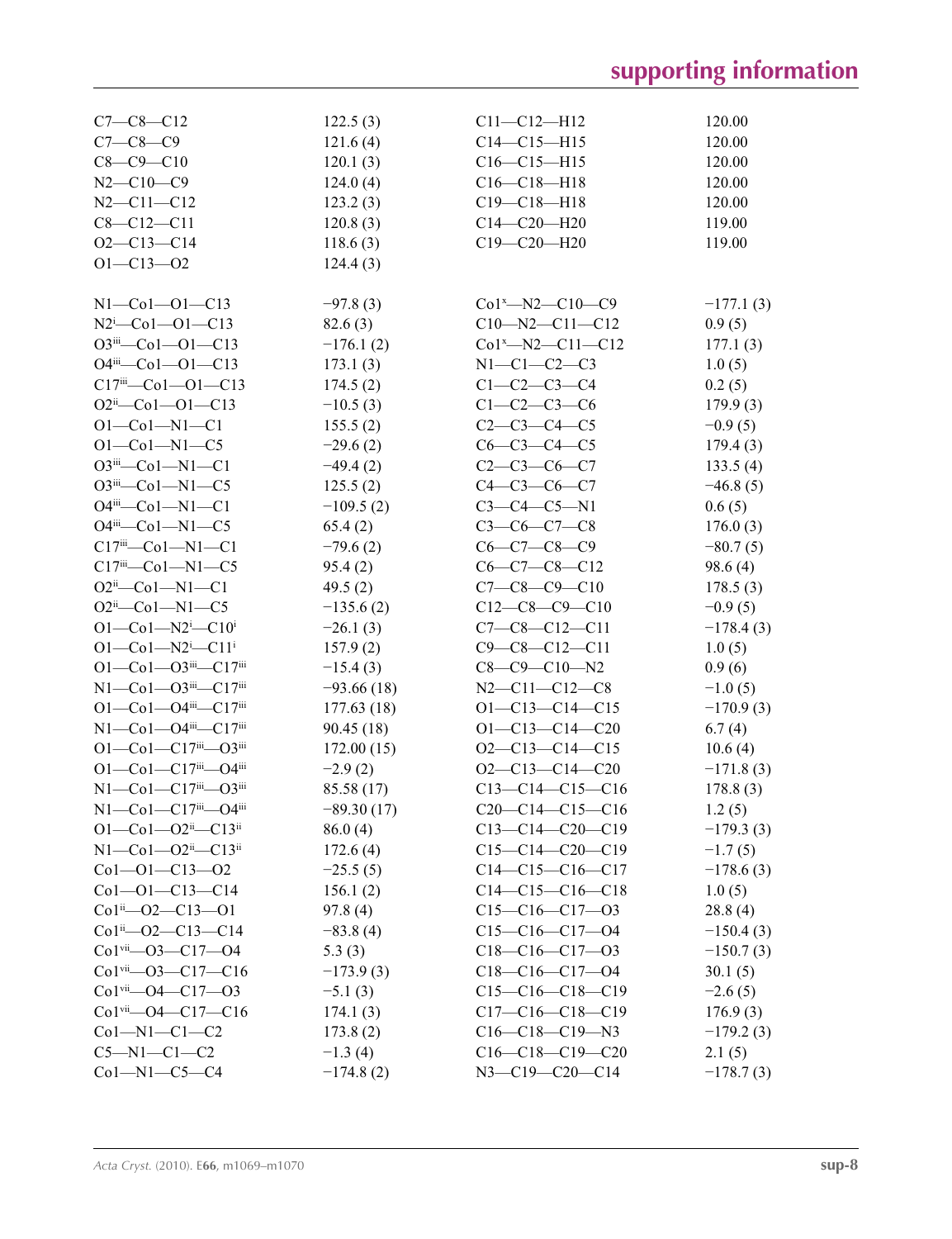| | | | |
|---|---|---|---|
| C7—C8—C12 | 122.5 (3) | C11—C12—H12 | 120.00 |
| C7—C8—C9 | 121.6 (4) | C14—C15—H15 | 120.00 |
| C8—C9—C10 | 120.1 (3) | C16—C15—H15 | 120.00 |
| N2—C10—C9 | 124.0 (4) | C16—C18—H18 | 120.00 |
| N2—C11—C12 | 123.2 (3) | C19—C18—H18 | 120.00 |
| C8—C12—C11 | 120.8 (3) | C14—C20—H20 | 119.00 |
| O2—C13—C14 | 118.6 (3) | C19—C20—H20 | 119.00 |
| O1—C13—O2 | 124.4 (3) | | |

| | | | |
|---|---|---|---|
| N1—Co1—O1—C13 | −97.8 (3) | Co1$^{x}$—N2—C10—C9 | −177.1 (3) |
| N2$^{i}$—Co1—O1—C13 | 82.6 (3) | C10—N2—C11—C12 | 0.9 (5) |
| O3$^{iii}$—Co1—O1—C13 | −176.1 (2) | Co1$^{x}$—N2—C11—C12 | 177.1 (3) |
| O4$^{iii}$—Co1—O1—C13 | 173.1 (3) | N1—C1—C2—C3 | 1.0 (5) |
| C17$^{iii}$—Co1—O1—C13 | 174.5 (2) | C1—C2—C3—C4 | 0.2 (5) |
| O2$^{ii}$—Co1—O1—C13 | −10.5 (3) | C1—C2—C3—C6 | 179.9 (3) |
| O1—Co1—N1—C1 | 155.5 (2) | C2—C3—C4—C5 | −0.9 (5) |
| O1—Co1—N1—C5 | −29.6 (2) | C6—C3—C4—C5 | 179.4 (3) |
| O3$^{iii}$—Co1—N1—C1 | −49.4 (2) | C2—C3—C6—C7 | 133.5 (4) |
| O3$^{iii}$—Co1—N1—C5 | 125.5 (2) | C4—C3—C6—C7 | −46.8 (5) |
| O4$^{iii}$—Co1—N1—C1 | −109.5 (2) | C3—C4—C5—N1 | 0.6 (5) |
| O4$^{iii}$—Co1—N1—C5 | 65.4 (2) | C3—C6—C7—C8 | 176.0 (3) |
| C17$^{iii}$—Co1—N1—C1 | −79.6 (2) | C6—C7—C8—C9 | −80.7 (5) |
| C17$^{iii}$—Co1—N1—C5 | 95.4 (2) | C6—C7—C8—C12 | 98.6 (4) |
| O2$^{ii}$—Co1—N1—C1 | 49.5 (2) | C7—C8—C9—C10 | 178.5 (3) |
| O2$^{ii}$—Co1—N1—C5 | −135.6 (2) | C12—C8—C9—C10 | −0.9 (5) |
| O1—Co1—N2$^{i}$—C10$^{i}$ | −26.1 (3) | C7—C8—C12—C11 | −178.4 (3) |
| O1—Co1—N2$^{i}$—C11$^{i}$ | 157.9 (2) | C9—C8—C12—C11 | 1.0 (5) |
| O1—Co1—O3$^{iii}$—C17$^{iii}$ | −15.4 (3) | C8—C9—C10—N2 | 0.9 (6) |
| N1—Co1—O3$^{iii}$—C17$^{iii}$ | −93.66 (18) | N2—C11—C12—C8 | −1.0 (5) |
| O1—Co1—O4$^{iii}$—C17$^{iii}$ | 177.63 (18) | O1—C13—C14—C15 | −170.9 (3) |
| N1—Co1—O4$^{iii}$—C17$^{iii}$ | 90.45 (18) | O1—C13—C14—C20 | 6.7 (4) |
| O1—Co1—C17$^{iii}$—O3$^{iii}$ | 172.00 (15) | O2—C13—C14—C15 | 10.6 (4) |
| O1—Co1—C17$^{iii}$—O4$^{iii}$ | −2.9 (2) | O2—C13—C14—C20 | −171.8 (3) |
| N1—Co1—C17$^{iii}$—O3$^{iii}$ | 85.58 (17) | C13—C14—C15—C16 | 178.8 (3) |
| N1—Co1—C17$^{iii}$—O4$^{iii}$ | −89.30 (17) | C20—C14—C15—C16 | 1.2 (5) |
| O1—Co1—O2$^{ii}$—C13$^{ii}$ | 86.0 (4) | C13—C14—C20—C19 | −179.3 (3) |
| N1—Co1—O2$^{ii}$—C13$^{ii}$ | 172.6 (4) | C15—C14—C20—C19 | −1.7 (5) |
| Co1—O1—C13—O2 | −25.5 (5) | C14—C15—C16—C17 | −178.6 (3) |
| Co1—O1—C13—C14 | 156.1 (2) | C14—C15—C16—C18 | 1.0 (5) |
| Co1$^{ii}$—O2—C13—O1 | 97.8 (4) | C15—C16—C17—O3 | 28.8 (4) |
| Co1$^{ii}$—O2—C13—C14 | −83.8 (4) | C15—C16—C17—O4 | −150.4 (3) |
| Co1$^{vii}$—O3—C17—O4 | 5.3 (3) | C18—C16—C17—O3 | −150.7 (3) |
| Co1$^{vii}$—O3—C17—C16 | −173.9 (3) | C18—C16—C17—O4 | 30.1 (5) |
| Co1$^{vii}$—O4—C17—O3 | −5.1 (3) | C15—C16—C18—C19 | −2.6 (5) |
| Co1$^{vii}$—O4—C17—C16 | 174.1 (3) | C17—C16—C18—C19 | 176.9 (3) |
| Co1—N1—C1—C2 | 173.8 (2) | C16—C18—C19—N3 | −179.2 (3) |
| C5—N1—C1—C2 | −1.3 (4) | C16—C18—C19—C20 | 2.1 (5) |
| Co1—N1—C5—C4 | −174.8 (2) | N3—C19—C20—C14 | −178.7 (3) |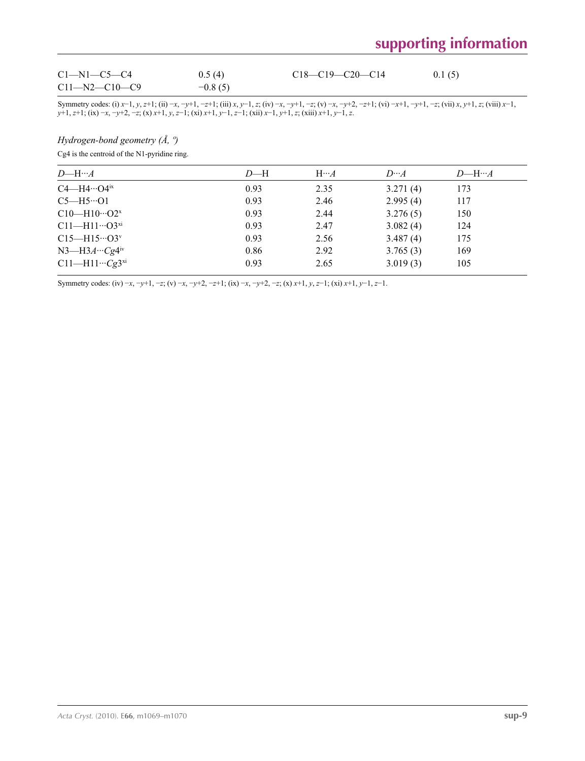| | | | |
|---|---|---|---|
| C1—N1—C5—C4 | 0.5 (4) | C18—C19—C20—C14 | 0.1 (5) |
| C11—N2—C10—C9 | −0.8 (5) | | |

Symmetry codes: (i) *x*−1, *y*, *z*+1; (ii) −*x*, −*y*+1, −*z*+1; (iii) *x*, *y*−1, *z*; (iv) −*x*, −*y*+1, −*z*; (v) −*x*, −*y*+2, −*z*+1; (vi) −*x*+1, −*y*+1, −*z*; (vii) *x*, *y*+1, *z*; (viii) *x*−1, *y*+1, *z*+1; (ix) −*x*, −*y*+2, −*z*; (x) *x*+1, *y*, *z*−1; (xi) *x*+1, *y*−1, *z*−1; (xii) *x*−1, *y*+1, *z*; (xiii) *x*+1, *y*−1, *z*.

*Hydrogen-bond geometry (Å, º)*

Cg4 is the centroid of the N1-pyridine ring.

| *D*—H···*A* | *D*—H | H···*A* | *D*···*A* | *D*—H···*A* |
|---|---|---|---|---|
| C4—H4···O4[ix] | 0.93 | 2.35 | 3.271 (4) | 173 |
| C5—H5···O1 | 0.93 | 2.46 | 2.995 (4) | 117 |
| C10—H10···O2[x] | 0.93 | 2.44 | 3.276 (5) | 150 |
| C11—H11···O3[xi] | 0.93 | 2.47 | 3.082 (4) | 124 |
| C15—H15···O3[v] | 0.93 | 2.56 | 3.487 (4) | 175 |
| N3—H3*A*···*Cg*4[iv] | 0.86 | 2.92 | 3.765 (3) | 169 |
| C11—H11···*Cg*3[xi] | 0.93 | 2.65 | 3.019 (3) | 105 |

Symmetry codes: (iv) −*x*, −*y*+1, −*z*; (v) −*x*, −*y*+2, −*z*+1; (ix) −*x*, −*y*+2, −*z*; (x) *x*+1, *y*, *z*−1; (xi) *x*+1, *y*−1, *z*−1.